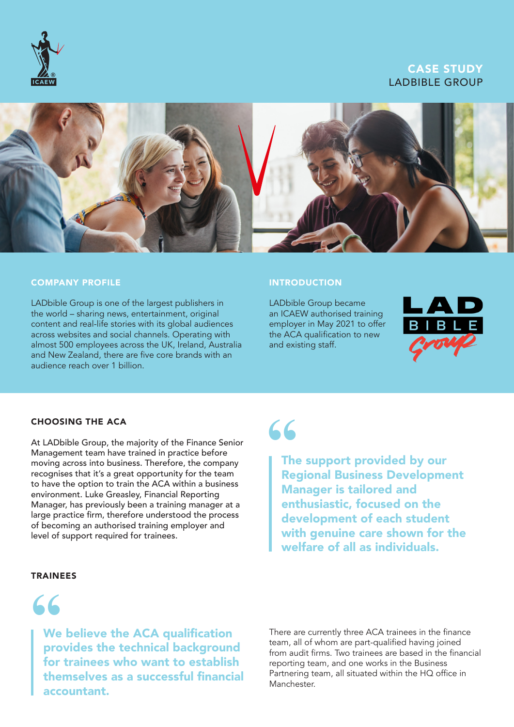# CASE STUDY
## LADBIBLE GROUP

### COMPANY PROFILE

LADbible Group is one of the largest publishers in the world – sharing news, entertainment, original content and real-life stories with its global audiences across websites and social channels. Operating with almost 500 employees across the UK, Ireland, Australia and New Zealand, there are five core brands with an audience reach over 1 billion.

### INTRODUCTION

LADbible Group became an ICAEW authorised training employer in May 2021 to offer the ACA qualification to new and existing staff.

### CHOOSING THE ACA

At LADbible Group, the majority of the Finance Senior Management team have trained in practice before moving across into business. Therefore, the company recognises that it's a great opportunity for the team to have the option to train the ACA within a business environment. Luke Greasley, Financial Reporting Manager, has previously been a training manager at a large practice firm, therefore understood the process of becoming an authorised training employer and level of support required for trainees.

> **The support provided by our Regional Business Development Manager is tailored and enthusiastic, focused on the development of each student with genuine care shown for the welfare of all as individuals.**

### TRAINEES

> **We believe the ACA qualification provides the technical background for trainees who want to establish themselves as a successful financial accountant.**

There are currently three ACA trainees in the finance team, all of whom are part-qualified having joined from audit firms. Two trainees are based in the financial reporting team, and one works in the Business Partnering team, all situated within the HQ office in Manchester.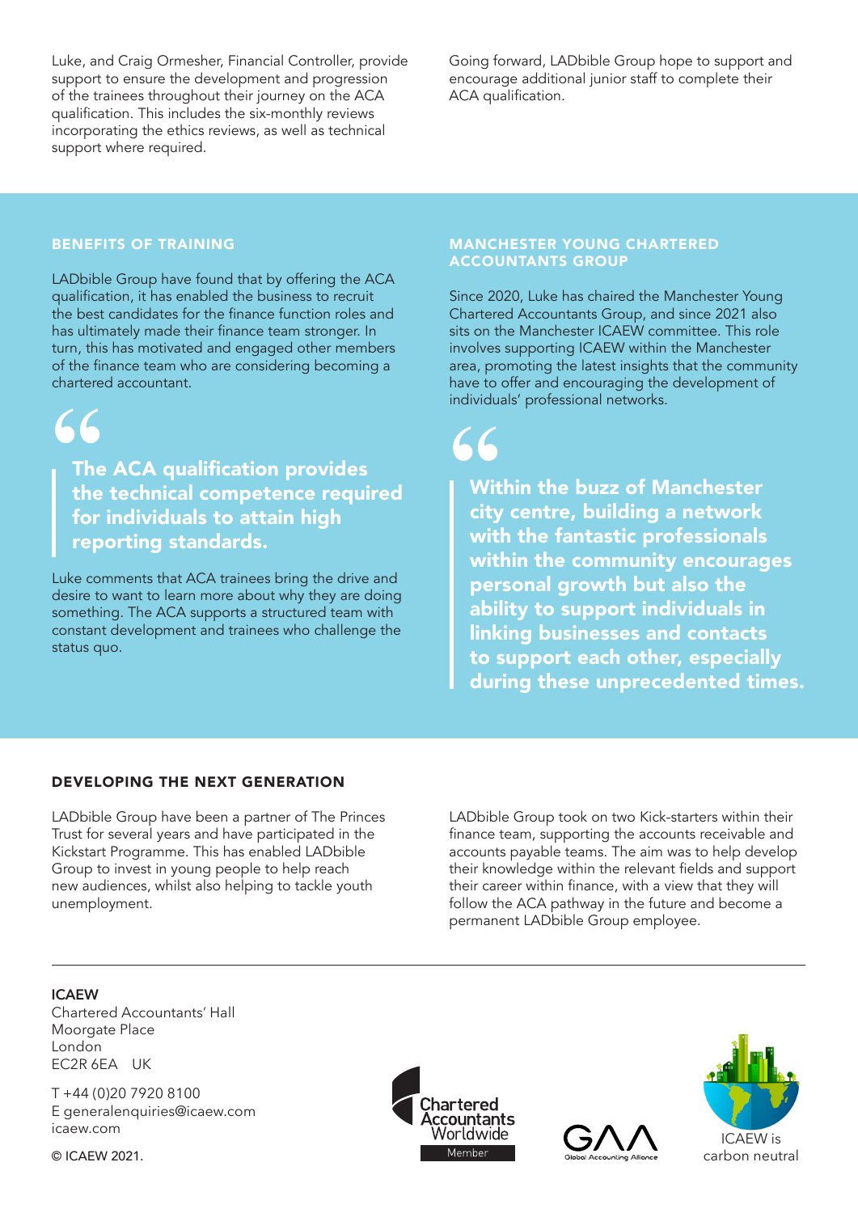Luke, and Craig Ormesher, Financial Controller, provide support to ensure the development and progression of the trainees throughout their journey on the ACA qualification. This includes the six-monthly reviews incorporating the ethics reviews, as well as technical support where required.

Going forward, LADbible Group hope to support and encourage additional junior staff to complete their ACA qualification.

## BENEFITS OF TRAINING

LADbible Group have found that by offering the ACA qualification, it has enabled the business to recruit the best candidates for the finance function roles and has ultimately made their finance team stronger. In turn, this has motivated and engaged other members of the finance team who are considering becoming a chartered accountant.

> **The ACA qualification provides the technical competence required for individuals to attain high reporting standards.**

Luke comments that ACA trainees bring the drive and desire to want to learn more about why they are doing something. The ACA supports a structured team with constant development and trainees who challenge the status quo.

## MANCHESTER YOUNG CHARTERED ACCOUNTANTS GROUP

Since 2020, Luke has chaired the Manchester Young Chartered Accountants Group, and since 2021 also sits on the Manchester ICAEW committee. This role involves supporting ICAEW within the Manchester area, promoting the latest insights that the community have to offer and encouraging the development of individuals' professional networks.

> **Within the buzz of Manchester city centre, building a network with the fantastic professionals within the community encourages personal growth but also the ability to support individuals in linking businesses and contacts to support each other, especially during these unprecedented times.**

## DEVELOPING THE NEXT GENERATION

LADbible Group have been a partner of The Princes Trust for several years and have participated in the Kickstart Programme. This has enabled LADbible Group to invest in young people to help reach new audiences, whilst also helping to tackle youth unemployment.

LADbible Group took on two Kick-starters within their finance team, supporting the accounts receivable and accounts payable teams. The aim was to help develop their knowledge within the relevant fields and support their career within finance, with a view that they will follow the ACA pathway in the future and become a permanent LADbible Group employee.

---

**ICAEW**
Chartered Accountants' Hall
Moorgate Place
London
EC2R 6EA UK

T +44 (0)20 7920 8100
E generalenquiries@icaew.com
icaew.com

© ICAEW 2021.

Chartered Accountants Worldwide Member

GAA Global Accounting Alliance

ICAEW is carbon neutral